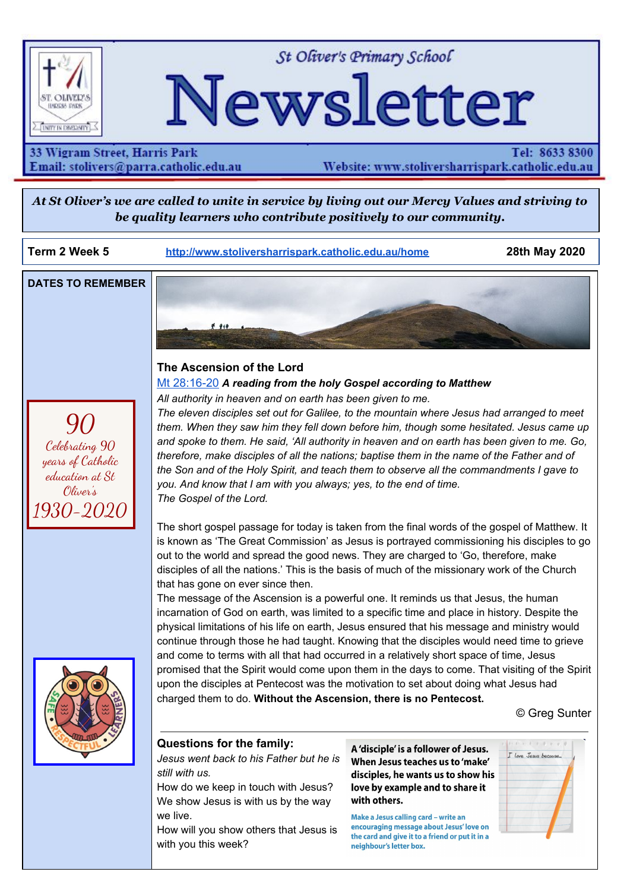St Oliver's Primary School

# Newsletter

33 Wigram Street, Harris Park
Email: stolivers@parra.catholic.edu.au

Tel: 8633 8300
Website: www.stolivers­harrispark.catholic.edu.au

***At St Oliver's we are called to unite in service by living out our Mercy Values and striving to be quality learners who contribute positively to our community.***

**Term 2 Week 5** | http://www.stolivers­harrispark.catholic.edu.au/home | **28th May 2020**

**DATES TO REMEMBER**

*90*
*Celebrating 90 years of Catholic education at St Oliver's*
*1930-2020*

## The Ascension of the Lord

Mt 28:16-20 ***A reading from the holy Gospel according to Matthew***

*All authority in heaven and on earth has been given to me.*

*The eleven disciples set out for Galilee, to the mountain where Jesus had arranged to meet them. When they saw him they fell down before him, though some hesitated. Jesus came up and spoke to them. He said, 'All authority in heaven and on earth has been given to me. Go, therefore, make disciples of all the nations; baptise them in the name of the Father and of the Son and of the Holy Spirit, and teach them to observe all the commandments I gave to you. And know that I am with you always; yes, to the end of time.*

*The Gospel of the Lord.*

The short gospel passage for today is taken from the final words of the gospel of Matthew. It is known as 'The Great Commission' as Jesus is portrayed commissioning his disciples to go out to the world and spread the good news. They are charged to 'Go, therefore, make disciples of all the nations.' This is the basis of much of the missionary work of the Church that has gone on ever since then.

The message of the Ascension is a powerful one. It reminds us that Jesus, the human incarnation of God on earth, was limited to a specific time and place in history. Despite the physical limitations of his life on earth, Jesus ensured that his message and ministry would continue through those he had taught. Knowing that the disciples would need time to grieve and come to terms with all that had occurred in a relatively short space of time, Jesus promised that the Spirit would come upon them in the days to come. That visiting of the Spirit upon the disciples at Pentecost was the motivation to set about doing what Jesus had charged them to do. **Without the Ascension, there is no Pentecost.**

© Greg Sunter

### Questions for the family:

*Jesus went back to his Father but he is still with us.*

How do we keep in touch with Jesus?

We show Jesus is with us by the way we live.

How will you show others that Jesus is with you this week?

**A 'disciple' is a follower of Jesus. When Jesus teaches us to 'make' disciples, he wants us to show his love by example and to share it with others.**

**Make a Jesus calling card – write an encouraging message about Jesus' love on the card and give it to a friend or put it in a neighbour's letter box.**

I love Jesus because...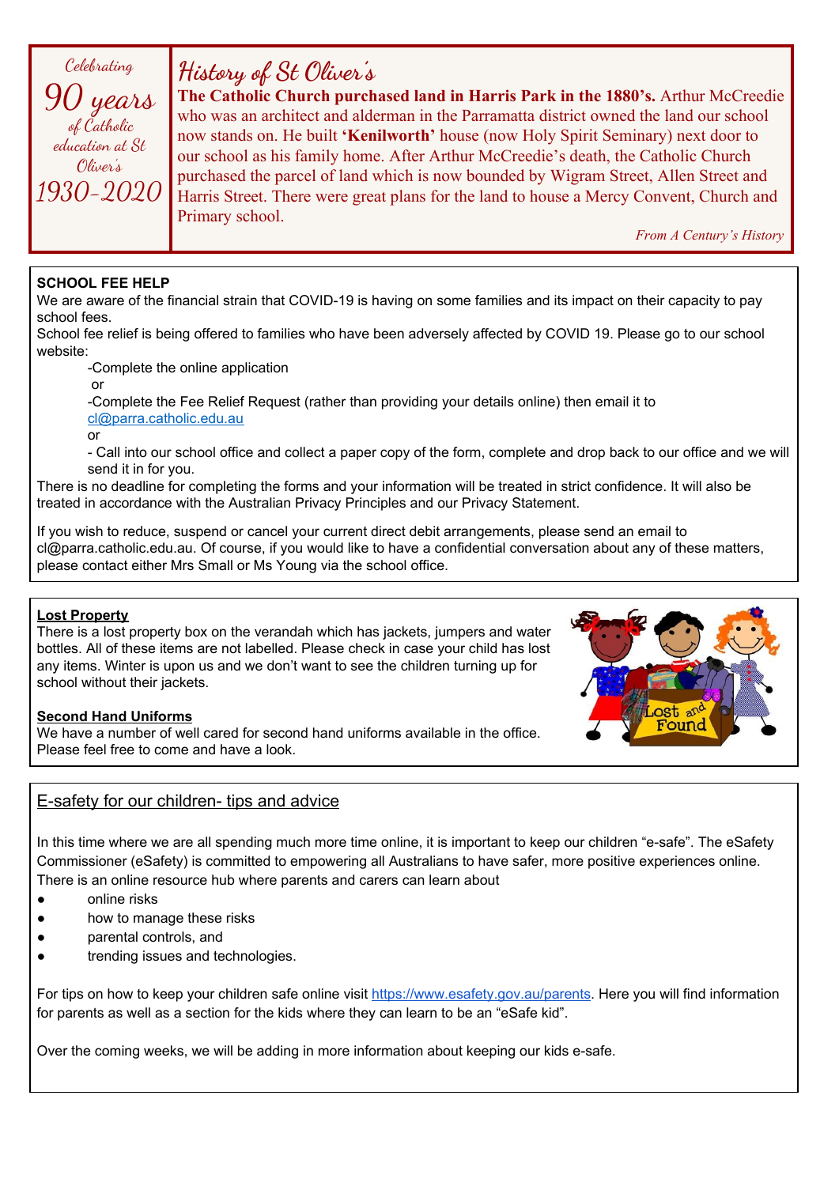Celebrating

90 years

of Catholic education at St Oliver's

1930-2020

## History of St Oliver's

**The Catholic Church purchased land in Harris Park in the 1880's.** Arthur McCreedie who was an architect and alderman in the Parramatta district owned the land our school now stands on. He built **'Kenilworth'** house (now Holy Spirit Seminary) next door to our school as his family home. After Arthur McCreedie's death, the Catholic Church purchased the parcel of land which is now bounded by Wigram Street, Allen Street and Harris Street. There were great plans for the land to house a Mercy Convent, Church and Primary school.

*From A Century's History*

**SCHOOL FEE HELP**

We are aware of the financial strain that COVID-19 is having on some families and its impact on their capacity to pay school fees.

School fee relief is being offered to families who have been adversely affected by COVID 19. Please go to our school website:

-Complete the online application

or

-Complete the Fee Relief Request (rather than providing your details online) then email it to cl@parra.catholic.edu.au

or

- Call into our school office and collect a paper copy of the form, complete and drop back to our office and we will send it in for you.

There is no deadline for completing the forms and your information will be treated in strict confidence. It will also be treated in accordance with the Australian Privacy Principles and our Privacy Statement.

If you wish to reduce, suspend or cancel your current direct debit arrangements, please send an email to cl@parra.catholic.edu.au. Of course, if you would like to have a confidential conversation about any of these matters, please contact either Mrs Small or Ms Young via the school office.

**Lost Property**

There is a lost property box on the verandah which has jackets, jumpers and water bottles. All of these items are not labelled. Please check in case your child has lost any items. Winter is upon us and we don't want to see the children turning up for school without their jackets.

**Second Hand Uniforms**

We have a number of well cared for second hand uniforms available in the office. Please feel free to come and have a look.

## E-safety for our children- tips and advice

In this time where we are all spending much more time online, it is important to keep our children "e-safe". The eSafety Commissioner (eSafety) is committed to empowering all Australians to have safer, more positive experiences online. There is an online resource hub where parents and carers can learn about

- online risks
- how to manage these risks
- parental controls, and
- trending issues and technologies.

For tips on how to keep your children safe online visit https://www.esafety.gov.au/parents. Here you will find information for parents as well as a section for the kids where they can learn to be an "eSafe kid".

Over the coming weeks, we will be adding in more information about keeping our kids e-safe.